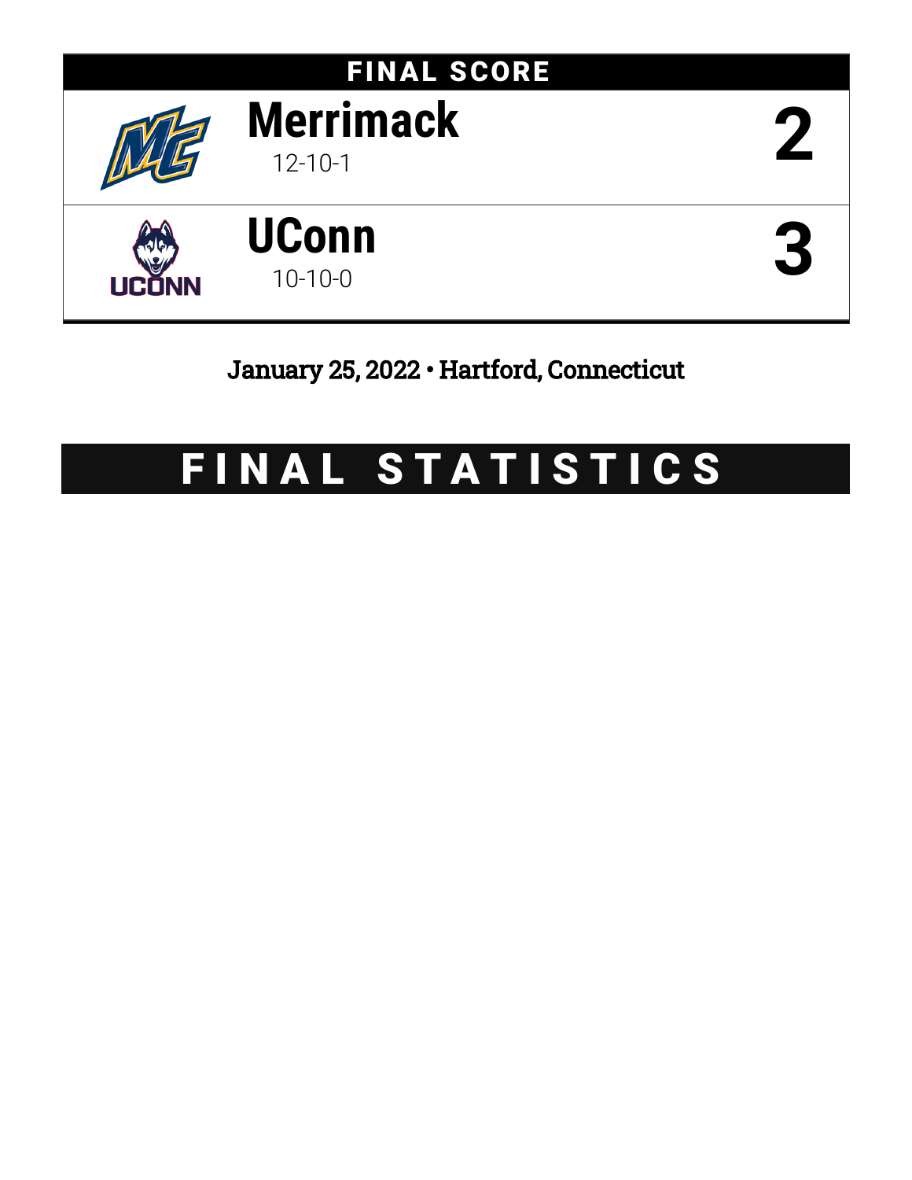## FINAL SCORE

| Team | Record | Score |
|---|---|---|
| **Merrimack** | 12-10-1 | **2** |
| **UConn** | 10-10-0 | **3** |

January 25, 2022 • Hartford, Connecticut

# FINAL STATISTICS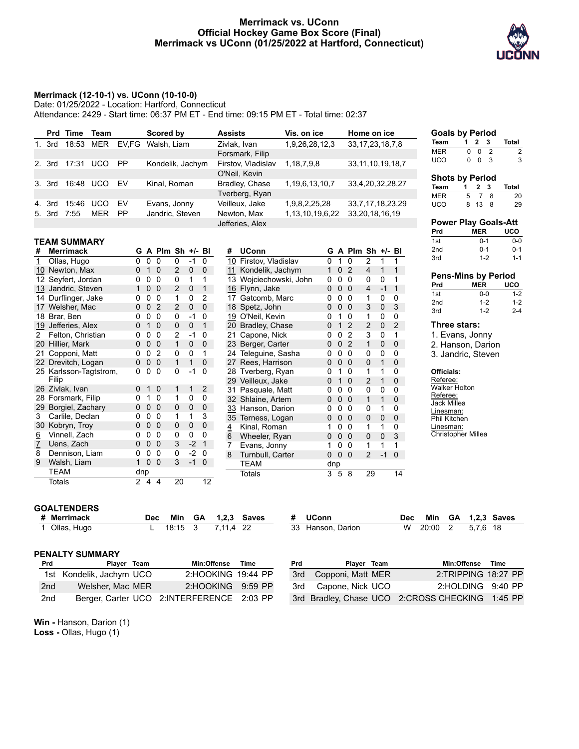# Merrimack vs. UConn
## Official Hockey Game Box Score (Final)
## Merrimack vs UConn (01/25/2022 at Hartford, Connecticut)

**Merrimack (12-10-1) vs. UConn (10-10-0)**
Date: 01/25/2022 - Location: Hartford, Connecticut
Attendance: 2429 - Start time: 06:37 PM ET - End time: 09:15 PM ET - Total time: 02:37

| | Prd | Time | Team | | Scored by | Assists | Vis. on ice | Home on ice |
|---|---|---|---|---|---|---|---|---|
| 1. | 3rd | 18:53 | MER | EV,FG | Walsh, Liam | Zivlak, Ivan<br>Forsmark, Filip | 1,9,26,28,12,3 | 33,17,23,18,7,8 |
| 2. | 3rd | 17:31 | UCO | PP | Kondelik, Jachym | Firstov, Vladislav<br>O'Neil, Kevin | 1,18,7,9,8 | 33,11,10,19,18,7 |
| 3. | 3rd | 16:48 | UCO | EV | Kinal, Roman | Bradley, Chase<br>Tverberg, Ryan | 1,19,6,13,10,7 | 33,4,20,32,28,27 |
| 4. | 3rd | 15:46 | UCO | EV | Evans, Jonny | Veilleux, Jake | 1,9,8,2,25,28 | 33,7,17,18,23,29 |
| 5. | 3rd | 7:55 | MER | PP | Jandric, Steven | Newton, Max<br>Jefferies, Alex | 1,13,10,19,6,22 | 33,20,18,16,19 |

### Goals by Period

| Team | 1 | 2 | 3 | Total |
|---|---|---|---|---|
| MER | 0 | 0 | 2 | 2 |
| UCO | 0 | 0 | 3 | 3 |

### Shots by Period

| Team | 1 | 2 | 3 | Total |
|---|---|---|---|---|
| MER | 5 | 7 | 8 | 20 |
| UCO | 8 | 13 | 8 | 29 |

### Power Play Goals-Att

| Prd | MER | UCO |
|---|---|---|
| 1st | 0-1 | 0-0 |
| 2nd | 0-1 | 0-1 |
| 3rd | 1-2 | 1-1 |

### Pens-Mins by Period

| Prd | MER | UCO |
|---|---|---|
| 1st | 0-0 | 1-2 |
| 2nd | 1-2 | 1-2 |
| 3rd | 1-2 | 2-4 |

### Three stars:
1. Evans, Jonny
2. Hanson, Darion
3. Jandric, Steven

### Officials:
Referee: Walker Holton
Referee: Jack Millea
Linesman: Phil Kitchen
Linesman: Christopher Millea

## TEAM SUMMARY

| # | Merrimack | G | A | Plm | Sh | +/- | Bl |
|---|---|---|---|---|---|---|---|
| 1 | Ollas, Hugo | 0 | 0 | 0 | 0 | -1 | 0 |
| 10 | Newton, Max | 0 | 1 | 0 | 2 | 0 | 0 |
| 12 | Seyfert, Jordan | 0 | 0 | 0 | 0 | 1 | 1 |
| 13 | Jandric, Steven | 1 | 0 | 0 | 2 | 0 | 1 |
| 14 | Durflinger, Jake | 0 | 0 | 0 | 1 | 0 | 2 |
| 17 | Welsher, Mac | 0 | 0 | 2 | 2 | 0 | 0 |
| 18 | Brar, Ben | 0 | 0 | 0 | 0 | -1 | 0 |
| 19 | Jefferies, Alex | 0 | 1 | 0 | 0 | 0 | 1 |
| 2 | Felton, Christian | 0 | 0 | 0 | 2 | -1 | 0 |
| 20 | Hillier, Mark | 0 | 0 | 0 | 1 | 0 | 0 |
| 21 | Copponi, Matt | 0 | 0 | 2 | 0 | 0 | 1 |
| 22 | Drevitch, Logan | 0 | 0 | 0 | 1 | 1 | 0 |
| 25 | Karlsson-Tagtstrom, Filip | 0 | 0 | 0 | 0 | -1 | 0 |
| 26 | Zivlak, Ivan | 0 | 1 | 0 | 1 | 1 | 2 |
| 28 | Forsmark, Filip | 0 | 1 | 0 | 1 | 0 | 0 |
| 29 | Borgiel, Zachary | 0 | 0 | 0 | 0 | 0 | 0 |
| 3 | Carlile, Declan | 0 | 0 | 0 | 1 | 1 | 3 |
| 30 | Kobryn, Troy | 0 | 0 | 0 | 0 | 0 | 0 |
| 6 | Vinnell, Zach | 0 | 0 | 0 | 0 | 0 | 0 |
| 7 | Uens, Zach | 0 | 0 | 0 | 3 | -2 | 1 |
| 8 | Dennison, Liam | 0 | 0 | 0 | 0 | -2 | 0 |
| 9 | Walsh, Liam | 1 | 0 | 0 | 3 | -1 | 0 |
| | TEAM | dnp | | | | | |
| | Totals | 2 | 4 | 4 | 20 | | 12 |

| # | UConn | G | A | Plm | Sh | +/- | Bl |
|---|---|---|---|---|---|---|---|
| 10 | Firstov, Vladislav | 0 | 1 | 0 | 2 | 1 | 1 |
| 11 | Kondelik, Jachym | 1 | 0 | 2 | 4 | 1 | 1 |
| 13 | Wojciechowski, John | 0 | 0 | 0 | 0 | 0 | 1 |
| 16 | Flynn, Jake | 0 | 0 | 0 | 4 | -1 | 1 |
| 17 | Gatcomb, Marc | 0 | 0 | 0 | 1 | 0 | 0 |
| 18 | Spetz, John | 0 | 0 | 0 | 3 | 0 | 3 |
| 19 | O'Neil, Kevin | 0 | 1 | 0 | 1 | 0 | 0 |
| 20 | Bradley, Chase | 0 | 1 | 2 | 2 | 0 | 2 |
| 21 | Capone, Nick | 0 | 0 | 2 | 3 | 0 | 1 |
| 23 | Berger, Carter | 0 | 0 | 2 | 1 | 0 | 0 |
| 24 | Teleguine, Sasha | 0 | 0 | 0 | 0 | 0 | 0 |
| 27 | Rees, Harrison | 0 | 0 | 0 | 0 | 1 | 0 |
| 28 | Tverberg, Ryan | 0 | 1 | 0 | 1 | 1 | 0 |
| 29 | Veilleux, Jake | 0 | 1 | 0 | 2 | 1 | 0 |
| 31 | Pasquale, Matt | 0 | 0 | 0 | 0 | 0 | 0 |
| 32 | Shlaine, Artem | 0 | 0 | 0 | 1 | 1 | 0 |
| 33 | Hanson, Darion | 0 | 0 | 0 | 0 | 1 | 0 |
| 35 | Terness, Logan | 0 | 0 | 0 | 0 | 0 | 0 |
| 4 | Kinal, Roman | 1 | 0 | 0 | 1 | 1 | 0 |
| 6 | Wheeler, Ryan | 0 | 0 | 0 | 0 | 0 | 3 |
| 7 | Evans, Jonny | 1 | 0 | 0 | 1 | 1 | 1 |
| 8 | Turnbull, Carter | 0 | 0 | 0 | 2 | -1 | 0 |
| | TEAM | dnp | | | | | |
| | Totals | 3 | 5 | 8 | 29 | | 14 |

## GOALTENDERS

| # | Merrimack | Dec | Min | GA | 1,2,3 | Saves |
|---|---|---|---|---|---|---|
| 1 | Ollas, Hugo | L | 18:15 | 3 | 7,11,4 | 22 |

| # | UConn | Dec | Min | GA | 1,2,3 | Saves |
|---|---|---|---|---|---|---|
| 33 | Hanson, Darion | W | 20:00 | 2 | 5,7,6 | 18 |

## PENALTY SUMMARY

| Prd | Player | Team | Min:Offense | Time |
|---|---|---|---|---|
| 1st | Kondelik, Jachym | UCO | 2:HOOKING | 19:44 PP |
| 2nd | Welsher, Mac | MER | 2:HOOKING | 9:59 PP |
| 2nd | Berger, Carter | UCO | 2:INTERFERENCE | 2:03 PP |
| 3rd | Copponi, Matt | MER | 2:TRIPPING | 18:27 PP |
| 3rd | Capone, Nick | UCO | 2:HOLDING | 9:40 PP |
| 3rd | Bradley, Chase | UCO | 2:CROSS CHECKING | 1:45 PP |

**Win -** Hanson, Darion (1)
**Loss -** Ollas, Hugo (1)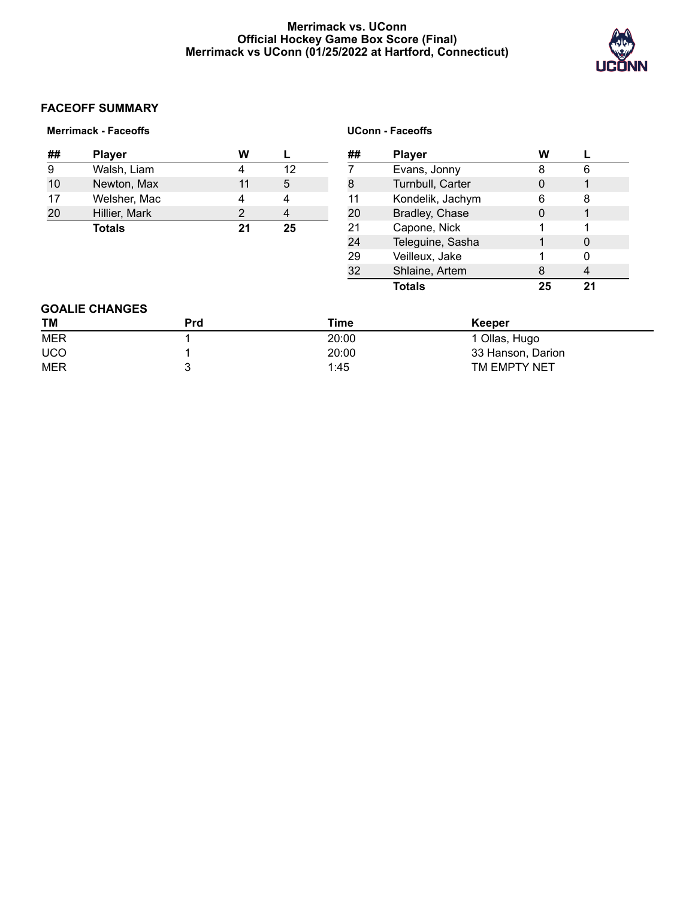Merrimack vs. UConn
Official Hockey Game Box Score (Final)
Merrimack vs UConn (01/25/2022 at Hartford, Connecticut)

## FACEOFF SUMMARY

### Merrimack - Faceoffs

| ## | Player | W | L |
|---|---|---|---|
| 9 | Walsh, Liam | 4 | 12 |
| 10 | Newton, Max | 11 | 5 |
| 17 | Welsher, Mac | 4 | 4 |
| 20 | Hillier, Mark | 2 | 4 |
| | **Totals** | **21** | **25** |

### UConn - Faceoffs

| ## | Player | W | L |
|---|---|---|---|
| 7 | Evans, Jonny | 8 | 6 |
| 8 | Turnbull, Carter | 0 | 1 |
| 11 | Kondelik, Jachym | 6 | 8 |
| 20 | Bradley, Chase | 0 | 1 |
| 21 | Capone, Nick | 1 | 1 |
| 24 | Teleguine, Sasha | 1 | 0 |
| 29 | Veilleux, Jake | 1 | 0 |
| 32 | Shlaine, Artem | 8 | 4 |
| | **Totals** | **25** | **21** |

## GOALIE CHANGES

| TM | Prd | Time | Keeper |
|---|---|---|---|
| MER | 1 | 20:00 | 1 Ollas, Hugo |
| UCO | 1 | 20:00 | 33 Hanson, Darion |
| MER | 3 | 1:45 | TM EMPTY NET |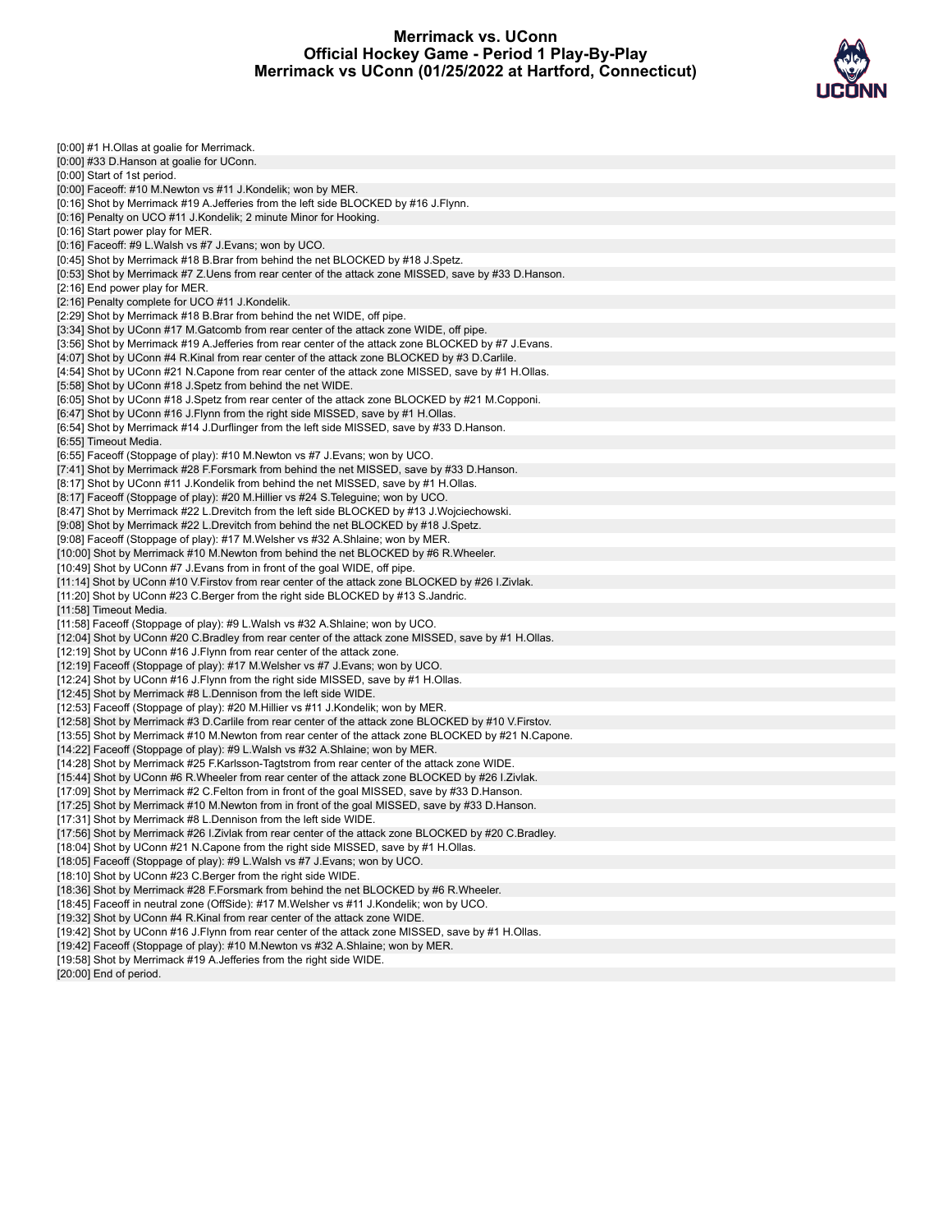# Merrimack vs. UConn
## Official Hockey Game - Period 1 Play-By-Play
## Merrimack vs UConn (01/25/2022 at Hartford, Connecticut)

[0:00] #1 H.Ollas at goalie for Merrimack.
[0:00] #33 D.Hanson at goalie for UConn.
[0:00] Start of 1st period.
[0:00] Faceoff: #10 M.Newton vs #11 J.Kondelik; won by MER.
[0:16] Shot by Merrimack #19 A.Jefferies from the left side BLOCKED by #16 J.Flynn.
[0:16] Penalty on UCO #11 J.Kondelik; 2 minute Minor for Hooking.
[0:16] Start power play for MER.
[0:16] Faceoff: #9 L.Walsh vs #7 J.Evans; won by UCO.
[0:45] Shot by Merrimack #18 B.Brar from behind the net BLOCKED by #18 J.Spetz.
[0:53] Shot by Merrimack #7 Z.Uens from rear center of the attack zone MISSED, save by #33 D.Hanson.
[2:16] End power play for MER.
[2:16] Penalty complete for UCO #11 J.Kondelik.
[2:29] Shot by Merrimack #18 B.Brar from behind the net WIDE, off pipe.
[3:34] Shot by UConn #17 M.Gatcomb from rear center of the attack zone WIDE, off pipe.
[3:56] Shot by Merrimack #19 A.Jefferies from rear center of the attack zone BLOCKED by #7 J.Evans.
[4:07] Shot by UConn #4 R.Kinal from rear center of the attack zone BLOCKED by #3 D.Carlile.
[4:54] Shot by UConn #21 N.Capone from rear center of the attack zone MISSED, save by #1 H.Ollas.
[5:58] Shot by UConn #18 J.Spetz from behind the net WIDE.
[6:05] Shot by UConn #18 J.Spetz from rear center of the attack zone BLOCKED by #21 M.Copponi.
[6:47] Shot by UConn #16 J.Flynn from the right side MISSED, save by #1 H.Ollas.
[6:54] Shot by Merrimack #14 J.Durflinger from the left side MISSED, save by #33 D.Hanson.
[6:55] Timeout Media.
[6:55] Faceoff (Stoppage of play): #10 M.Newton vs #7 J.Evans; won by UCO.
[7:41] Shot by Merrimack #28 F.Forsmark from behind the net MISSED, save by #33 D.Hanson.
[8:17] Shot by UConn #11 J.Kondelik from behind the net MISSED, save by #1 H.Ollas.
[8:17] Faceoff (Stoppage of play): #20 M.Hillier vs #24 S.Teleguine; won by UCO.
[8:47] Shot by Merrimack #22 L.Drevitch from the left side BLOCKED by #13 J.Wojciechowski.
[9:08] Shot by Merrimack #22 L.Drevitch from behind the net BLOCKED by #18 J.Spetz.
[9:08] Faceoff (Stoppage of play): #17 M.Welsher vs #32 A.Shlaine; won by MER.
[10:00] Shot by Merrimack #10 M.Newton from behind the net BLOCKED by #6 R.Wheeler.
[10:49] Shot by UConn #7 J.Evans from in front of the goal WIDE, off pipe.
[11:14] Shot by UConn #10 V.Firstov from rear center of the attack zone BLOCKED by #26 I.Zivlak.
[11:20] Shot by UConn #23 C.Berger from the right side BLOCKED by #13 S.Jandric.
[11:58] Timeout Media.
[11:58] Faceoff (Stoppage of play): #9 L.Walsh vs #32 A.Shlaine; won by UCO.
[12:04] Shot by UConn #20 C.Bradley from rear center of the attack zone MISSED, save by #1 H.Ollas.
[12:19] Shot by UConn #16 J.Flynn from rear center of the attack zone.
[12:19] Faceoff (Stoppage of play): #17 M.Welsher vs #7 J.Evans; won by UCO.
[12:24] Shot by UConn #16 J.Flynn from the right side MISSED, save by #1 H.Ollas.
[12:45] Shot by Merrimack #8 L.Dennison from the left side WIDE.
[12:53] Faceoff (Stoppage of play): #20 M.Hillier vs #11 J.Kondelik; won by MER.
[12:58] Shot by Merrimack #3 D.Carlile from rear center of the attack zone BLOCKED by #10 V.Firstov.
[13:55] Shot by Merrimack #10 M.Newton from rear center of the attack zone BLOCKED by #21 N.Capone.
[14:22] Faceoff (Stoppage of play): #9 L.Walsh vs #32 A.Shlaine; won by MER.
[14:28] Shot by Merrimack #25 F.Karlsson-Tagtstrom from rear center of the attack zone WIDE.
[15:44] Shot by UConn #6 R.Wheeler from rear center of the attack zone BLOCKED by #26 I.Zivlak.
[17:09] Shot by Merrimack #2 C.Felton from in front of the goal MISSED, save by #33 D.Hanson.
[17:25] Shot by Merrimack #10 M.Newton from in front of the goal MISSED, save by #33 D.Hanson.
[17:31] Shot by Merrimack #8 L.Dennison from the left side WIDE.
[17:56] Shot by Merrimack #26 I.Zivlak from rear center of the attack zone BLOCKED by #20 C.Bradley.
[18:04] Shot by UConn #21 N.Capone from the right side MISSED, save by #1 H.Ollas.
[18:05] Faceoff (Stoppage of play): #9 L.Walsh vs #7 J.Evans; won by UCO.
[18:10] Shot by UConn #23 C.Berger from the right side WIDE.
[18:36] Shot by Merrimack #28 F.Forsmark from behind the net BLOCKED by #6 R.Wheeler.
[18:45] Faceoff in neutral zone (OffSide): #17 M.Welsher vs #11 J.Kondelik; won by UCO.
[19:32] Shot by UConn #4 R.Kinal from rear center of the attack zone WIDE.
[19:42] Shot by UConn #16 J.Flynn from rear center of the attack zone MISSED, save by #1 H.Ollas.
[19:42] Faceoff (Stoppage of play): #10 M.Newton vs #32 A.Shlaine; won by MER.
[19:58] Shot by Merrimack #19 A.Jefferies from the right side WIDE.
[20:00] End of period.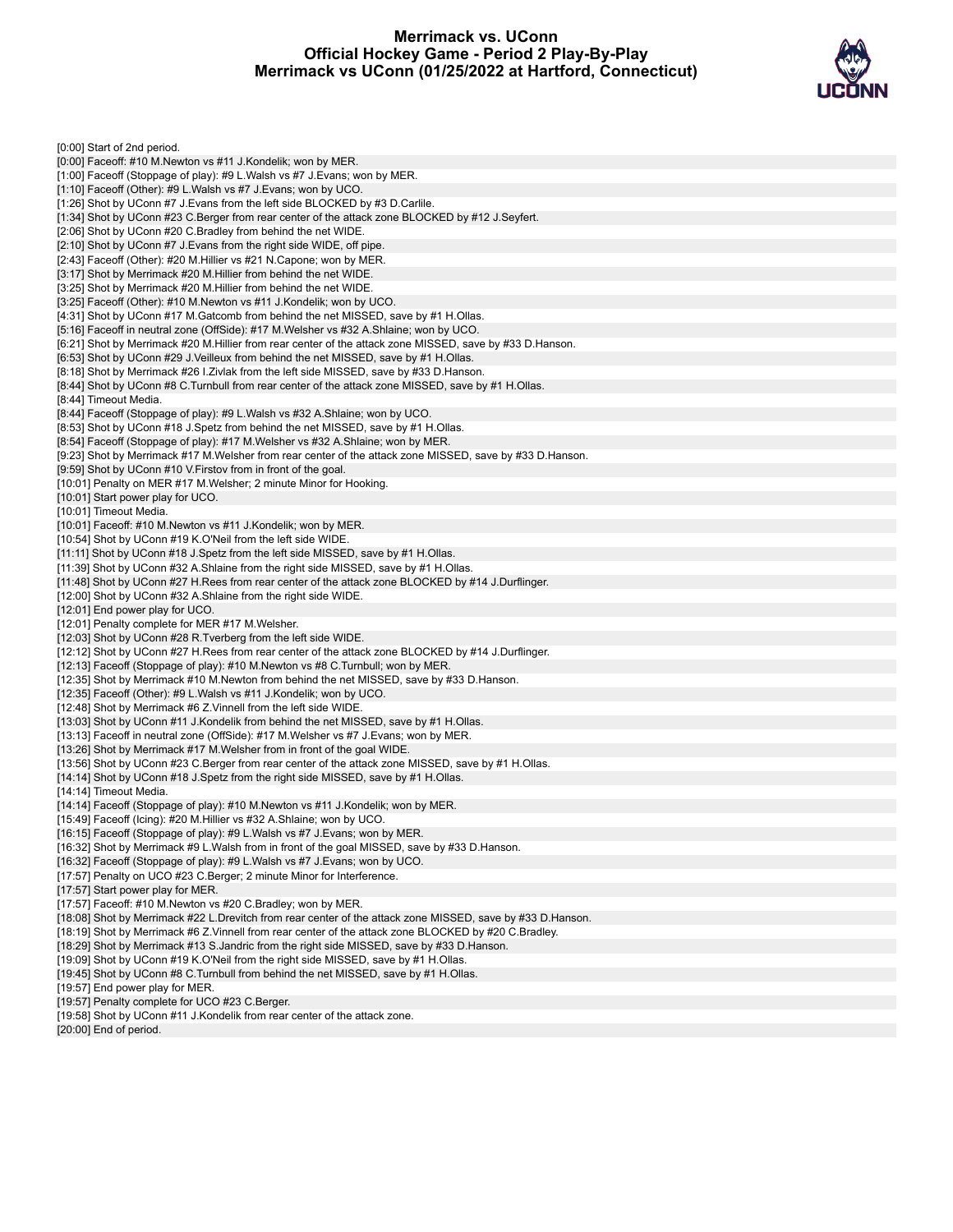# Merrimack vs. UConn
## Official Hockey Game - Period 2 Play-By-Play
## Merrimack vs UConn (01/25/2022 at Hartford, Connecticut)

[0:00] Start of 2nd period.
[0:00] Faceoff: #10 M.Newton vs #11 J.Kondelik; won by MER.
[1:00] Faceoff (Stoppage of play): #9 L.Walsh vs #7 J.Evans; won by MER.
[1:10] Faceoff (Other): #9 L.Walsh vs #7 J.Evans; won by UCO.
[1:26] Shot by UConn #7 J.Evans from the left side BLOCKED by #3 D.Carlile.
[1:34] Shot by UConn #23 C.Berger from rear center of the attack zone BLOCKED by #12 J.Seyfert.
[2:06] Shot by UConn #20 C.Bradley from behind the net WIDE.
[2:10] Shot by UConn #7 J.Evans from the right side WIDE, off pipe.
[2:43] Faceoff (Other): #20 M.Hillier vs #21 N.Capone; won by MER.
[3:17] Shot by Merrimack #20 M.Hillier from behind the net WIDE.
[3:25] Shot by Merrimack #20 M.Hillier from behind the net WIDE.
[3:25] Faceoff (Other): #10 M.Newton vs #11 J.Kondelik; won by UCO.
[4:31] Shot by UConn #17 M.Gatcomb from behind the net MISSED, save by #1 H.Ollas.
[5:16] Faceoff in neutral zone (OffSide): #17 M.Welsher vs #32 A.Shlaine; won by UCO.
[6:21] Shot by Merrimack #20 M.Hillier from rear center of the attack zone MISSED, save by #33 D.Hanson.
[6:53] Shot by UConn #29 J.Veilleux from behind the net MISSED, save by #1 H.Ollas.
[8:18] Shot by Merrimack #26 I.Zivlak from the left side MISSED, save by #33 D.Hanson.
[8:44] Shot by UConn #8 C.Turnbull from rear center of the attack zone MISSED, save by #1 H.Ollas.
[8:44] Timeout Media.
[8:44] Faceoff (Stoppage of play): #9 L.Walsh vs #32 A.Shlaine; won by UCO.
[8:53] Shot by UConn #18 J.Spetz from behind the net MISSED, save by #1 H.Ollas.
[8:54] Faceoff (Stoppage of play): #17 M.Welsher vs #32 A.Shlaine; won by MER.
[9:23] Shot by Merrimack #17 M.Welsher from rear center of the attack zone MISSED, save by #33 D.Hanson.
[9:59] Shot by UConn #10 V.Firstov from in front of the goal.
[10:01] Penalty on MER #17 M.Welsher; 2 minute Minor for Hooking.
[10:01] Start power play for UCO.
[10:01] Timeout Media.
[10:01] Faceoff: #10 M.Newton vs #11 J.Kondelik; won by MER.
[10:54] Shot by UConn #19 K.O'Neil from the left side WIDE.
[11:11] Shot by UConn #18 J.Spetz from the left side MISSED, save by #1 H.Ollas.
[11:39] Shot by UConn #32 A.Shlaine from the right side MISSED, save by #1 H.Ollas.
[11:48] Shot by UConn #27 H.Rees from rear center of the attack zone BLOCKED by #14 J.Durflinger.
[12:00] Shot by UConn #32 A.Shlaine from the right side WIDE.
[12:01] End power play for UCO.
[12:01] Penalty complete for MER #17 M.Welsher.
[12:03] Shot by UConn #28 R.Tverberg from the left side WIDE.
[12:12] Shot by UConn #27 H.Rees from rear center of the attack zone BLOCKED by #14 J.Durflinger.
[12:13] Faceoff (Stoppage of play): #10 M.Newton vs #8 C.Turnbull; won by MER.
[12:35] Shot by Merrimack #10 M.Newton from behind the net MISSED, save by #33 D.Hanson.
[12:35] Faceoff (Other): #9 L.Walsh vs #11 J.Kondelik; won by UCO.
[12:48] Shot by Merrimack #6 Z.Vinnell from the left side WIDE.
[13:03] Shot by UConn #11 J.Kondelik from behind the net MISSED, save by #1 H.Ollas.
[13:13] Faceoff in neutral zone (OffSide): #17 M.Welsher vs #7 J.Evans; won by MER.
[13:26] Shot by Merrimack #17 M.Welsher from in front of the goal WIDE.
[13:56] Shot by UConn #23 C.Berger from rear center of the attack zone MISSED, save by #1 H.Ollas.
[14:14] Shot by UConn #18 J.Spetz from the right side MISSED, save by #1 H.Ollas.
[14:14] Timeout Media.
[14:14] Faceoff (Stoppage of play): #10 M.Newton vs #11 J.Kondelik; won by MER.
[15:49] Faceoff (Icing): #20 M.Hillier vs #32 A.Shlaine; won by UCO.
[16:15] Faceoff (Stoppage of play): #9 L.Walsh vs #7 J.Evans; won by MER.
[16:32] Shot by Merrimack #9 L.Walsh from in front of the goal MISSED, save by #33 D.Hanson.
[16:32] Faceoff (Stoppage of play): #9 L.Walsh vs #7 J.Evans; won by UCO.
[17:57] Penalty on UCO #23 C.Berger; 2 minute Minor for Interference.
[17:57] Start power play for MER.
[17:57] Faceoff: #10 M.Newton vs #20 C.Bradley; won by MER.
[18:08] Shot by Merrimack #22 L.Drevitch from rear center of the attack zone MISSED, save by #33 D.Hanson.
[18:19] Shot by Merrimack #6 Z.Vinnell from rear center of the attack zone BLOCKED by #20 C.Bradley.
[18:29] Shot by Merrimack #13 S.Jandric from the right side MISSED, save by #33 D.Hanson.
[19:09] Shot by UConn #19 K.O'Neil from the right side MISSED, save by #1 H.Ollas.
[19:45] Shot by UConn #8 C.Turnbull from behind the net MISSED, save by #1 H.Ollas.
[19:57] End power play for MER.
[19:57] Penalty complete for UCO #23 C.Berger.
[19:58] Shot by UConn #11 J.Kondelik from rear center of the attack zone.
[20:00] End of period.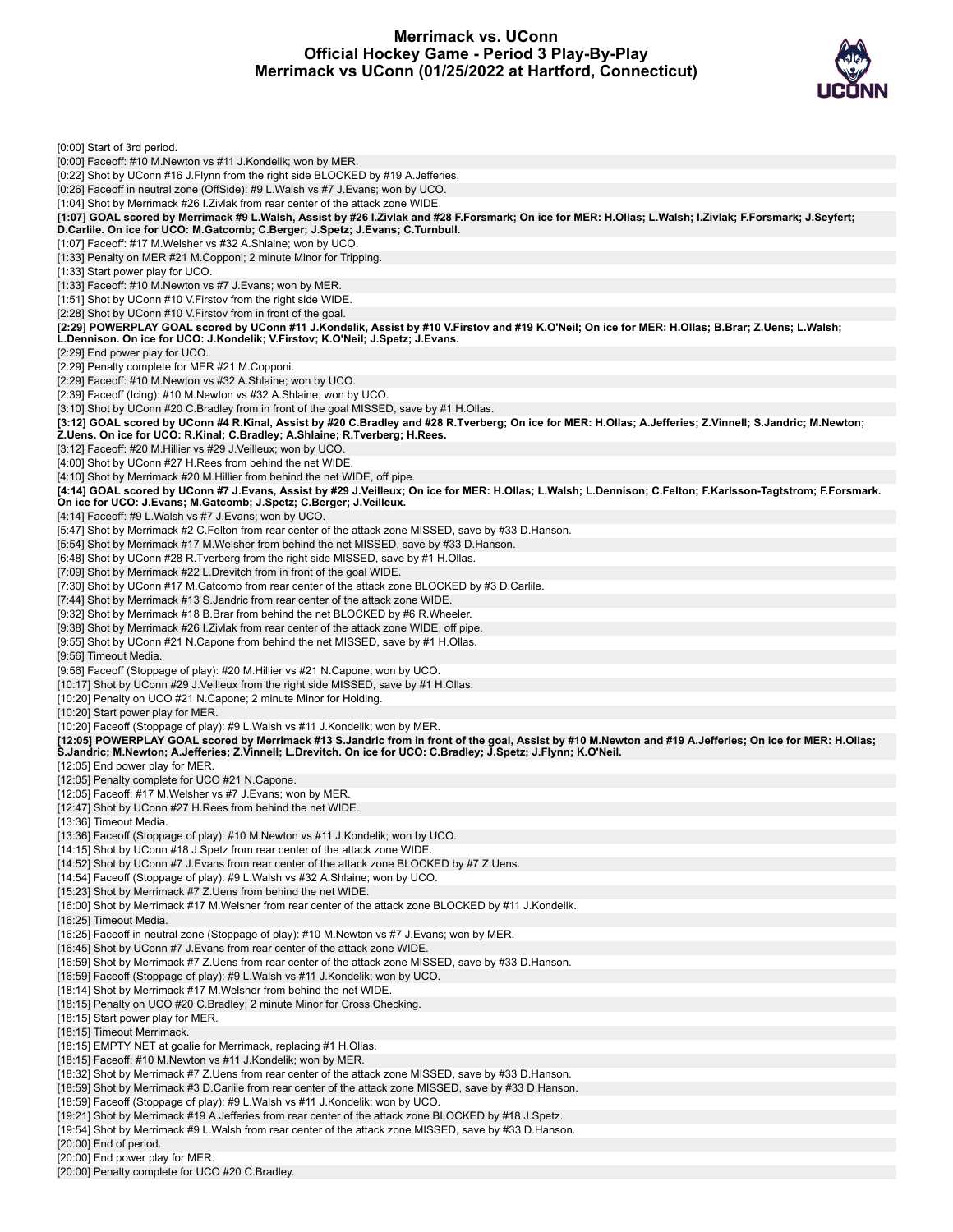# Merrimack vs. UConn
## Official Hockey Game - Period 3 Play-By-Play
## Merrimack vs UConn (01/25/2022 at Hartford, Connecticut)

[0:00] Start of 3rd period.
[0:00] Faceoff: #10 M.Newton vs #11 J.Kondelik; won by MER.
[0:22] Shot by UConn #16 J.Flynn from the right side BLOCKED by #19 A.Jefferies.
[0:26] Faceoff in neutral zone (OffSide): #9 L.Walsh vs #7 J.Evans; won by UCO.
[1:04] Shot by Merrimack #26 I.Zivlak from rear center of the attack zone WIDE.
**[1:07] GOAL scored by Merrimack #9 L.Walsh, Assist by #26 I.Zivlak and #28 F.Forsmark; On ice for MER: H.Ollas; L.Walsh; I.Zivlak; F.Forsmark; J.Seyfert; D.Carlile. On ice for UCO: M.Gatcomb; C.Berger; J.Spetz; J.Evans; C.Turnbull.**
[1:07] Faceoff: #17 M.Welsher vs #32 A.Shlaine; won by UCO.
[1:33] Penalty on MER #21 M.Copponi; 2 minute Minor for Tripping.
[1:33] Start power play for UCO.
[1:33] Faceoff: #10 M.Newton vs #7 J.Evans; won by MER.
[1:51] Shot by UConn #10 V.Firstov from the right side WIDE.
[2:28] Shot by UConn #10 V.Firstov from in front of the goal.
**[2:29] POWERPLAY GOAL scored by UConn #11 J.Kondelik, Assist by #10 V.Firstov and #19 K.O'Neil; On ice for MER: H.Ollas; B.Brar; Z.Uens; L.Walsh; L.Dennison. On ice for UCO: J.Kondelik; V.Firstov; K.O'Neil; J.Spetz; J.Evans.**
[2:29] End power play for UCO.
[2:29] Penalty complete for MER #21 M.Copponi.
[2:29] Faceoff: #10 M.Newton vs #32 A.Shlaine; won by UCO.
[2:39] Faceoff (Icing): #10 M.Newton vs #32 A.Shlaine; won by UCO.
[3:10] Shot by UConn #20 C.Bradley from in front of the goal MISSED, save by #1 H.Ollas.
**[3:12] GOAL scored by UConn #4 R.Kinal, Assist by #20 C.Bradley and #28 R.Tverberg; On ice for MER: H.Ollas; A.Jefferies; Z.Vinnell; S.Jandric; M.Newton; Z.Uens. On ice for UCO: R.Kinal; C.Bradley; A.Shlaine; R.Tverberg; H.Rees.**
[3:12] Faceoff: #20 M.Hillier vs #29 J.Veilleux; won by UCO.
[4:00] Shot by UConn #27 H.Rees from behind the net WIDE.
[4:10] Shot by Merrimack #20 M.Hillier from behind the net WIDE, off pipe.
**[4:14] GOAL scored by UConn #7 J.Evans, Assist by #29 J.Veilleux; On ice for MER: H.Ollas; L.Walsh; L.Dennison; C.Felton; F.Karlsson-Tagtstrom; F.Forsmark. On ice for UCO: J.Evans; M.Gatcomb; J.Spetz; C.Berger; J.Veilleux.**
[4:14] Faceoff: #9 L.Walsh vs #7 J.Evans; won by UCO.
[5:47] Shot by Merrimack #2 C.Felton from rear center of the attack zone MISSED, save by #33 D.Hanson.
[5:54] Shot by Merrimack #17 M.Welsher from behind the net MISSED, save by #33 D.Hanson.
[6:48] Shot by UConn #28 R.Tverberg from the right side MISSED, save by #1 H.Ollas.
[7:09] Shot by Merrimack #22 L.Drevitch from in front of the goal WIDE.
[7:30] Shot by UConn #17 M.Gatcomb from rear center of the attack zone BLOCKED by #3 D.Carlile.
[7:44] Shot by Merrimack #13 S.Jandric from rear center of the attack zone WIDE.
[9:32] Shot by Merrimack #18 B.Brar from behind the net BLOCKED by #6 R.Wheeler.
[9:38] Shot by Merrimack #26 I.Zivlak from rear center of the attack zone WIDE, off pipe.
[9:55] Shot by UConn #21 N.Capone from behind the net MISSED, save by #1 H.Ollas.
[9:56] Timeout Media.
[9:56] Faceoff (Stoppage of play): #20 M.Hillier vs #21 N.Capone; won by UCO.
[10:17] Shot by UConn #29 J.Veilleux from the right side MISSED, save by #1 H.Ollas.
[10:20] Penalty on UCO #21 N.Capone; 2 minute Minor for Holding.
[10:20] Start power play for MER.
[10:20] Faceoff (Stoppage of play): #9 L.Walsh vs #11 J.Kondelik; won by MER.
**[12:05] POWERPLAY GOAL scored by Merrimack #13 S.Jandric from in front of the goal, Assist by #10 M.Newton and #19 A.Jefferies; On ice for MER: H.Ollas; S.Jandric; M.Newton; A.Jefferies; Z.Vinnell; L.Drevitch. On ice for UCO: C.Bradley; J.Spetz; J.Flynn; K.O'Neil.**
[12:05] End power play for MER.
[12:05] Penalty complete for UCO #21 N.Capone.
[12:05] Faceoff: #17 M.Welsher vs #7 J.Evans; won by MER.
[12:47] Shot by UConn #27 H.Rees from behind the net WIDE.
[13:36] Timeout Media.
[13:36] Faceoff (Stoppage of play): #10 M.Newton vs #11 J.Kondelik; won by UCO.
[14:15] Shot by UConn #18 J.Spetz from rear center of the attack zone WIDE.
[14:52] Shot by UConn #7 J.Evans from rear center of the attack zone BLOCKED by #7 Z.Uens.
[14:54] Faceoff (Stoppage of play): #9 L.Walsh vs #32 A.Shlaine; won by UCO.
[15:23] Shot by Merrimack #7 Z.Uens from behind the net WIDE.
[16:00] Shot by Merrimack #17 M.Welsher from rear center of the attack zone BLOCKED by #11 J.Kondelik.
[16:25] Timeout Media.
[16:25] Faceoff in neutral zone (Stoppage of play): #10 M.Newton vs #7 J.Evans; won by MER.
[16:45] Shot by UConn #7 J.Evans from rear center of the attack zone WIDE.
[16:59] Shot by Merrimack #7 Z.Uens from rear center of the attack zone MISSED, save by #33 D.Hanson.
[16:59] Faceoff (Stoppage of play): #9 L.Walsh vs #11 J.Kondelik; won by UCO.
[18:14] Shot by Merrimack #17 M.Welsher from behind the net WIDE.
[18:15] Penalty on UCO #20 C.Bradley; 2 minute Minor for Cross Checking.
[18:15] Start power play for MER.
[18:15] Timeout Merrimack.
[18:15] EMPTY NET at goalie for Merrimack, replacing #1 H.Ollas.
[18:15] Faceoff: #10 M.Newton vs #11 J.Kondelik; won by MER.
[18:32] Shot by Merrimack #7 Z.Uens from rear center of the attack zone MISSED, save by #33 D.Hanson.
[18:59] Shot by Merrimack #3 D.Carlile from rear center of the attack zone MISSED, save by #33 D.Hanson.
[18:59] Faceoff (Stoppage of play): #9 L.Walsh vs #11 J.Kondelik; won by UCO.
[19:21] Shot by Merrimack #19 A.Jefferies from rear center of the attack zone BLOCKED by #18 J.Spetz.
[19:54] Shot by Merrimack #9 L.Walsh from rear center of the attack zone MISSED, save by #33 D.Hanson.
[20:00] End of period.
[20:00] End power play for MER.
[20:00] Penalty complete for UCO #20 C.Bradley.